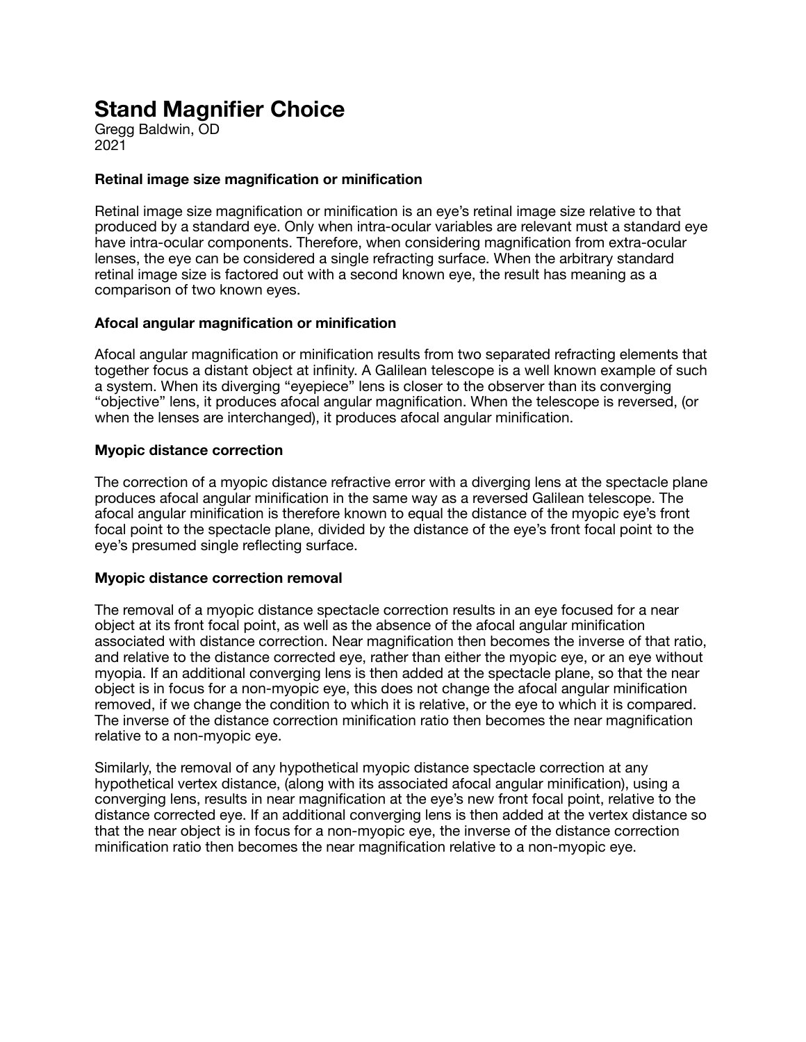# Stand Magnifier Choice

Gregg Baldwin, OD
2021

### Retinal image size magnification or minification

Retinal image size magnification or minification is an eye's retinal image size relative to that produced by a standard eye. Only when intra-ocular variables are relevant must a standard eye have intra-ocular components. Therefore, when considering magnification from extra-ocular lenses, the eye can be considered a single refracting surface. When the arbitrary standard retinal image size is factored out with a second known eye, the result has meaning as a comparison of two known eyes.

### Afocal angular magnification or minification

Afocal angular magnification or minification results from two separated refracting elements that together focus a distant object at infinity. A Galilean telescope is a well known example of such a system. When its diverging "eyepiece" lens is closer to the observer than its converging "objective" lens, it produces afocal angular magnification. When the telescope is reversed, (or when the lenses are interchanged), it produces afocal angular minification.

### Myopic distance correction

The correction of a myopic distance refractive error with a diverging lens at the spectacle plane produces afocal angular minification in the same way as a reversed Galilean telescope. The afocal angular minification is therefore known to equal the distance of the myopic eye's front focal point to the spectacle plane, divided by the distance of the eye's front focal point to the eye's presumed single reflecting surface.

### Myopic distance correction removal

The removal of a myopic distance spectacle correction results in an eye focused for a near object at its front focal point, as well as the absence of the afocal angular minification associated with distance correction. Near magnification then becomes the inverse of that ratio, and relative to the distance corrected eye, rather than either the myopic eye, or an eye without myopia. If an additional converging lens is then added at the spectacle plane, so that the near object is in focus for a non-myopic eye, this does not change the afocal angular minification removed, if we change the condition to which it is relative, or the eye to which it is compared. The inverse of the distance correction minification ratio then becomes the near magnification relative to a non-myopic eye.

Similarly, the removal of any hypothetical myopic distance spectacle correction at any hypothetical vertex distance, (along with its associated afocal angular minification), using a converging lens, results in near magnification at the eye's new front focal point, relative to the distance corrected eye. If an additional converging lens is then added at the vertex distance so that the near object is in focus for a non-myopic eye, the inverse of the distance correction minification ratio then becomes the near magnification relative to a non-myopic eye.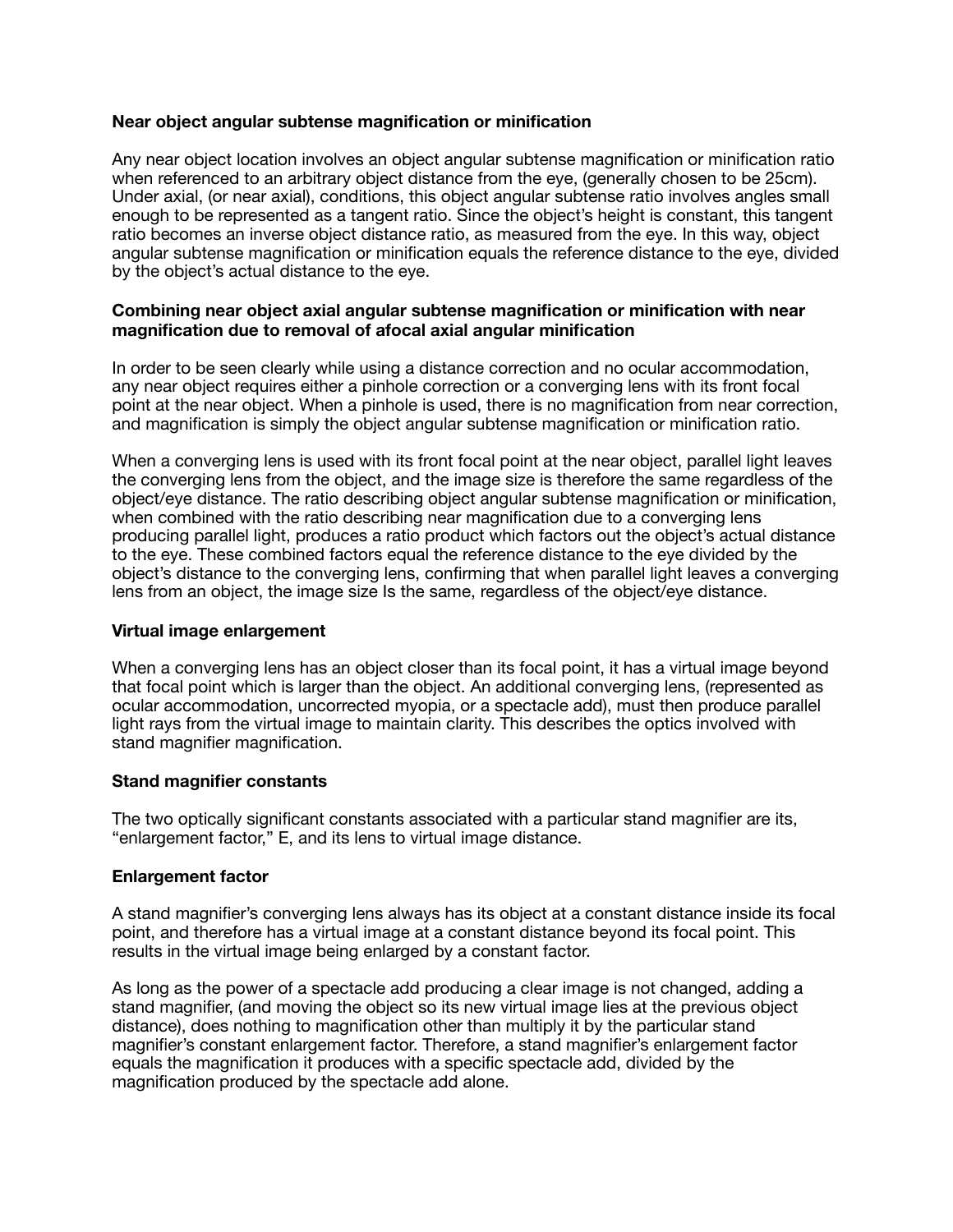**Near object angular subtense magnification or minification**

Any near object location involves an object angular subtense magnification or minification ratio when referenced to an arbitrary object distance from the eye, (generally chosen to be 25cm). Under axial, (or near axial), conditions, this object angular subtense ratio involves angles small enough to be represented as a tangent ratio. Since the object's height is constant, this tangent ratio becomes an inverse object distance ratio, as measured from the eye. In this way, object angular subtense magnification or minification equals the reference distance to the eye, divided by the object's actual distance to the eye.

**Combining near object axial angular subtense magnification or minification with near magnification due to removal of afocal axial angular minification**

In order to be seen clearly while using a distance correction and no ocular accommodation, any near object requires either a pinhole correction or a converging lens with its front focal point at the near object. When a pinhole is used, there is no magnification from near correction, and magnification is simply the object angular subtense magnification or minification ratio.

When a converging lens is used with its front focal point at the near object, parallel light leaves the converging lens from the object, and the image size is therefore the same regardless of the object/eye distance. The ratio describing object angular subtense magnification or minification, when combined with the ratio describing near magnification due to a converging lens producing parallel light, produces a ratio product which factors out the object's actual distance to the eye. These combined factors equal the reference distance to the eye divided by the object's distance to the converging lens, confirming that when parallel light leaves a converging lens from an object, the image size Is the same, regardless of the object/eye distance.

**Virtual image enlargement**

When a converging lens has an object closer than its focal point, it has a virtual image beyond that focal point which is larger than the object. An additional converging lens, (represented as ocular accommodation, uncorrected myopia, or a spectacle add), must then produce parallel light rays from the virtual image to maintain clarity. This describes the optics involved with stand magnifier magnification.

**Stand magnifier constants**

The two optically significant constants associated with a particular stand magnifier are its, "enlargement factor," E, and its lens to virtual image distance.

**Enlargement factor**

A stand magnifier's converging lens always has its object at a constant distance inside its focal point, and therefore has a virtual image at a constant distance beyond its focal point. This results in the virtual image being enlarged by a constant factor.

As long as the power of a spectacle add producing a clear image is not changed, adding a stand magnifier, (and moving the object so its new virtual image lies at the previous object distance), does nothing to magnification other than multiply it by the particular stand magnifier's constant enlargement factor. Therefore, a stand magnifier's enlargement factor equals the magnification it produces with a specific spectacle add, divided by the magnification produced by the spectacle add alone.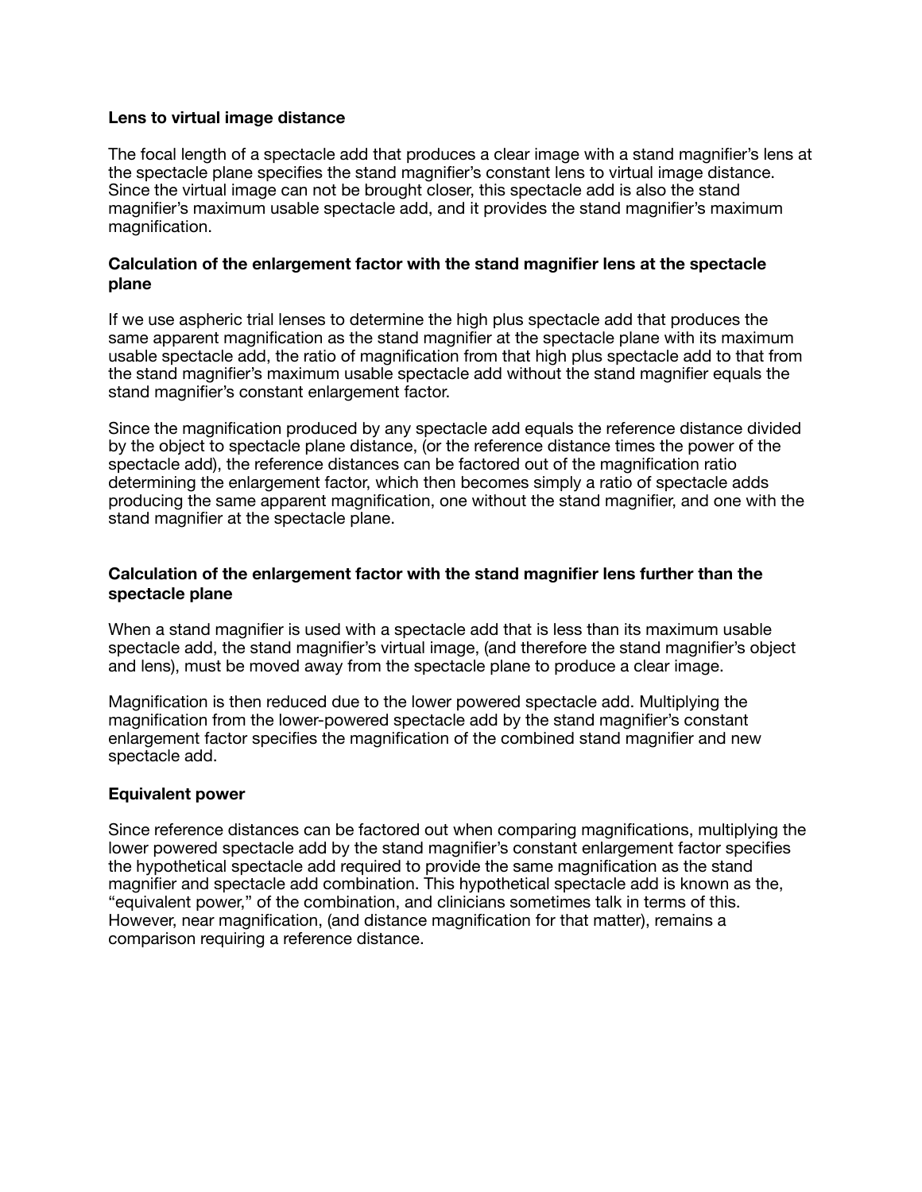**Lens to virtual image distance**

The focal length of a spectacle add that produces a clear image with a stand magnifier's lens at the spectacle plane specifies the stand magnifier's constant lens to virtual image distance. Since the virtual image can not be brought closer, this spectacle add is also the stand magnifier's maximum usable spectacle add, and it provides the stand magnifier's maximum magnification.

**Calculation of the enlargement factor with the stand magnifier lens at the spectacle plane**

If we use aspheric trial lenses to determine the high plus spectacle add that produces the same apparent magnification as the stand magnifier at the spectacle plane with its maximum usable spectacle add, the ratio of magnification from that high plus spectacle add to that from the stand magnifier's maximum usable spectacle add without the stand magnifier equals the stand magnifier's constant enlargement factor.

Since the magnification produced by any spectacle add equals the reference distance divided by the object to spectacle plane distance, (or the reference distance times the power of the spectacle add), the reference distances can be factored out of the magnification ratio determining the enlargement factor, which then becomes simply a ratio of spectacle adds producing the same apparent magnification, one without the stand magnifier, and one with the stand magnifier at the spectacle plane.

**Calculation of the enlargement factor with the stand magnifier lens further than the spectacle plane**

When a stand magnifier is used with a spectacle add that is less than its maximum usable spectacle add, the stand magnifier's virtual image, (and therefore the stand magnifier's object and lens), must be moved away from the spectacle plane to produce a clear image.

Magnification is then reduced due to the lower powered spectacle add. Multiplying the magnification from the lower-powered spectacle add by the stand magnifier's constant enlargement factor specifies the magnification of the combined stand magnifier and new spectacle add.

**Equivalent power**

Since reference distances can be factored out when comparing magnifications, multiplying the lower powered spectacle add by the stand magnifier's constant enlargement factor specifies the hypothetical spectacle add required to provide the same magnification as the stand magnifier and spectacle add combination. This hypothetical spectacle add is known as the, "equivalent power," of the combination, and clinicians sometimes talk in terms of this. However, near magnification, (and distance magnification for that matter), remains a comparison requiring a reference distance.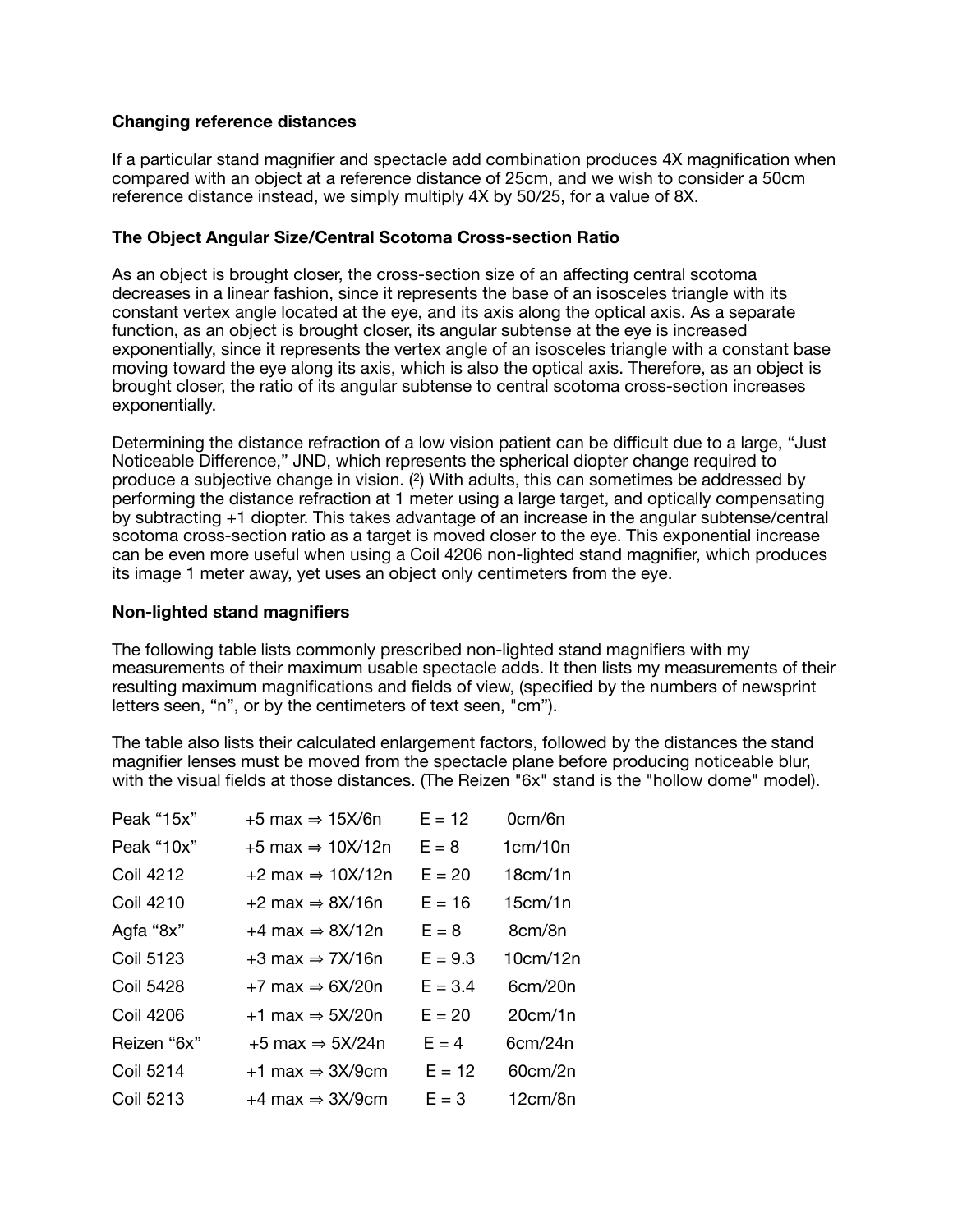### Changing reference distances

If a particular stand magnifier and spectacle add combination produces 4X magnification when compared with an object at a reference distance of 25cm, and we wish to consider a 50cm reference distance instead, we simply multiply 4X by 50/25, for a value of 8X.

### The Object Angular Size/Central Scotoma Cross-section Ratio

As an object is brought closer, the cross-section size of an affecting central scotoma decreases in a linear fashion, since it represents the base of an isosceles triangle with its constant vertex angle located at the eye, and its axis along the optical axis. As a separate function, as an object is brought closer, its angular subtense at the eye is increased exponentially, since it represents the vertex angle of an isosceles triangle with a constant base moving toward the eye along its axis, which is also the optical axis. Therefore, as an object is brought closer, the ratio of its angular subtense to central scotoma cross-section increases exponentially.

Determining the distance refraction of a low vision patient can be difficult due to a large, "Just Noticeable Difference," JND, which represents the spherical diopter change required to produce a subjective change in vision. ([2]) With adults, this can sometimes be addressed by performing the distance refraction at 1 meter using a large target, and optically compensating by subtracting +1 diopter. This takes advantage of an increase in the angular subtense/central scotoma cross-section ratio as a target is moved closer to the eye. This exponential increase can be even more useful when using a Coil 4206 non-lighted stand magnifier, which produces its image 1 meter away, yet uses an object only centimeters from the eye.

### Non-lighted stand magnifiers

The following table lists commonly prescribed non-lighted stand magnifiers with my measurements of their maximum usable spectacle adds. It then lists my measurements of their resulting maximum magnifications and fields of view, (specified by the numbers of newsprint letters seen, "n", or by the centimeters of text seen, "cm").

The table also lists their calculated enlargement factors, followed by the distances the stand magnifier lenses must be moved from the spectacle plane before producing noticeable blur, with the visual fields at those distances. (The Reizen "6x" stand is the "hollow dome" model).

| | | | |
|---|---|---|---|
| Peak "15x" | +5 max ⇒ 15X/6n | E = 12 | 0cm/6n |
| Peak "10x" | +5 max ⇒ 10X/12n | E = 8 | 1cm/10n |
| Coil 4212 | +2 max ⇒ 10X/12n | E = 20 | 18cm/1n |
| Coil 4210 | +2 max ⇒ 8X/16n | E = 16 | 15cm/1n |
| Agfa "8x" | +4 max ⇒ 8X/12n | E = 8 | 8cm/8n |
| Coil 5123 | +3 max ⇒ 7X/16n | E = 9.3 | 10cm/12n |
| Coil 5428 | +7 max ⇒ 6X/20n | E = 3.4 | 6cm/20n |
| Coil 4206 | +1 max ⇒ 5X/20n | E = 20 | 20cm/1n |
| Reizen "6x" | +5 max ⇒ 5X/24n | E = 4 | 6cm/24n |
| Coil 5214 | +1 max ⇒ 3X/9cm | E = 12 | 60cm/2n |
| Coil 5213 | +4 max ⇒ 3X/9cm | E = 3 | 12cm/8n |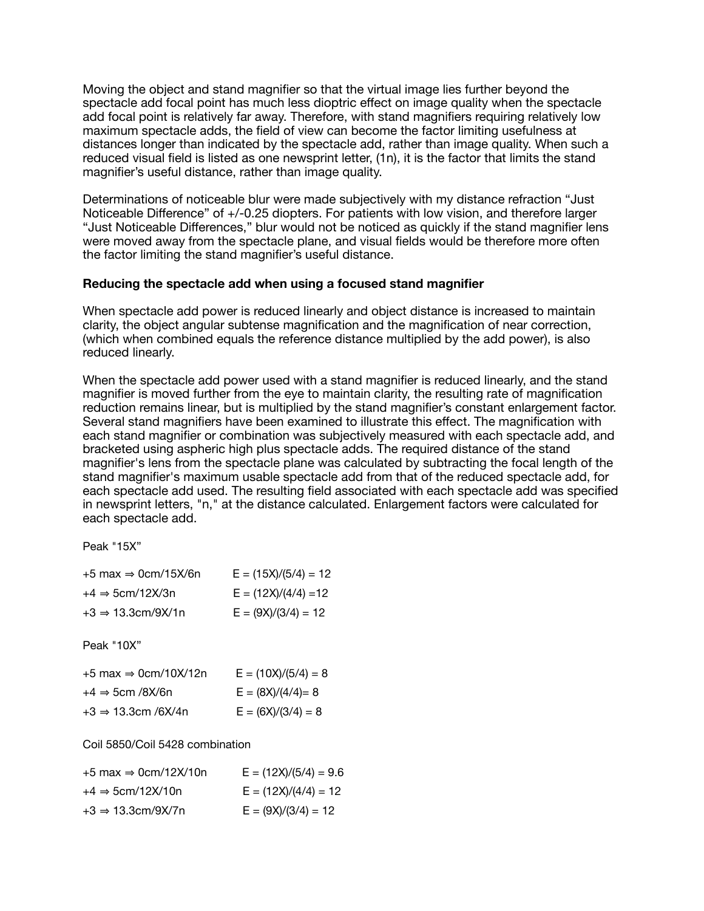Moving the object and stand magnifier so that the virtual image lies further beyond the spectacle add focal point has much less dioptric effect on image quality when the spectacle add focal point is relatively far away. Therefore, with stand magnifiers requiring relatively low maximum spectacle adds, the field of view can become the factor limiting usefulness at distances longer than indicated by the spectacle add, rather than image quality. When such a reduced visual field is listed as one newsprint letter, (1n), it is the factor that limits the stand magnifier's useful distance, rather than image quality.

Determinations of noticeable blur were made subjectively with my distance refraction "Just Noticeable Difference" of +/-0.25 diopters. For patients with low vision, and therefore larger "Just Noticeable Differences," blur would not be noticed as quickly if the stand magnifier lens were moved away from the spectacle plane, and visual fields would be therefore more often the factor limiting the stand magnifier's useful distance.

**Reducing the spectacle add when using a focused stand magnifier**

When spectacle add power is reduced linearly and object distance is increased to maintain clarity, the object angular subtense magnification and the magnification of near correction, (which when combined equals the reference distance multiplied by the add power), is also reduced linearly.

When the spectacle add power used with a stand magnifier is reduced linearly, and the stand magnifier is moved further from the eye to maintain clarity, the resulting rate of magnification reduction remains linear, but is multiplied by the stand magnifier's constant enlargement factor. Several stand magnifiers have been examined to illustrate this effect. The magnification with each stand magnifier or combination was subjectively measured with each spectacle add, and bracketed using aspheric high plus spectacle adds. The required distance of the stand magnifier's lens from the spectacle plane was calculated by subtracting the focal length of the stand magnifier's maximum usable spectacle add from that of the reduced spectacle add, for each spectacle add used. The resulting field associated with each spectacle add was specified in newsprint letters, "n," at the distance calculated. Enlargement factors were calculated for each spectacle add.

Peak "15X"

+5 max ⇒ 0cm/15X/6n $\quad E = (15X)/(5/4) = 12$

+4 ⇒ 5cm/12X/3n $\quad E = (12X)/(4/4) = 12$

+3 ⇒ 13.3cm/9X/1n $\quad E = (9X)/(3/4) = 12$

Peak "10X"

+5 max ⇒ 0cm/10X/12n $\quad E = (10X)/(5/4) = 8$

+4 ⇒ 5cm /8X/6n $\quad E = (8X)/(4/4) = 8$

+3 ⇒ 13.3cm /6X/4n $\quad E = (6X)/(3/4) = 8$

Coil 5850/Coil 5428 combination

+5 max ⇒ 0cm/12X/10n $\quad E = (12X)/(5/4) = 9.6$

+4 ⇒ 5cm/12X/10n $\quad E = (12X)/(4/4) = 12$

+3 ⇒ 13.3cm/9X/7n $\quad E = (9X)/(3/4) = 12$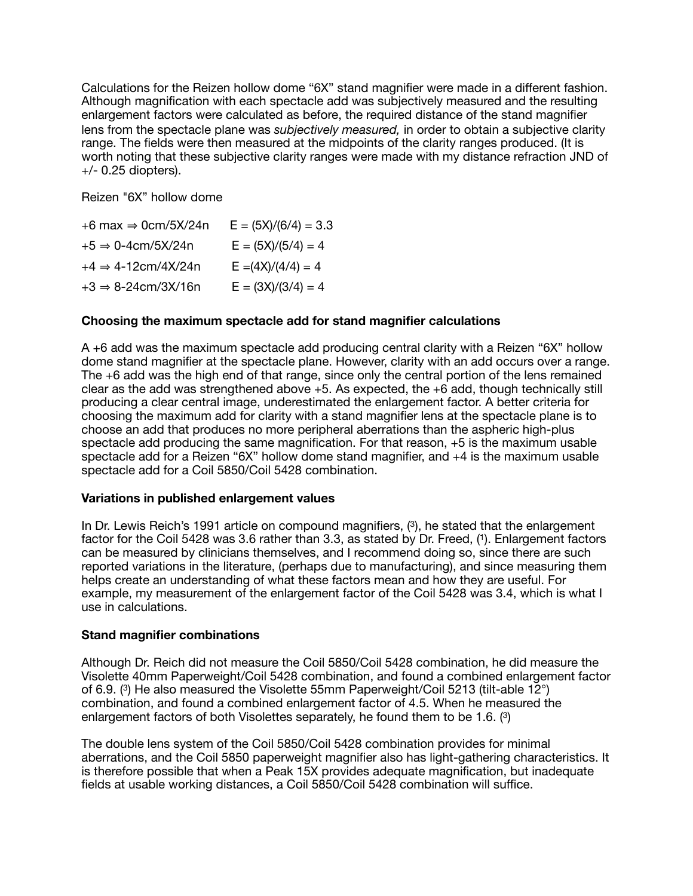Calculations for the Reizen hollow dome "6X" stand magnifier were made in a different fashion. Although magnification with each spectacle add was subjectively measured and the resulting enlargement factors were calculated as before, the required distance of the stand magnifier lens from the spectacle plane was *subjectively measured,* in order to obtain a subjective clarity range. The fields were then measured at the midpoints of the clarity ranges produced. (It is worth noting that these subjective clarity ranges were made with my distance refraction JND of +/- 0.25 diopters).

Reizen "6X" hollow dome

+6 max ⇒ 0cm/5X/24n    $E = (5X)/(6/4) = 3.3$

+5 ⇒ 0-4cm/5X/24n    $E = (5X)/(5/4) = 4$

+4 ⇒ 4-12cm/4X/24n    $E = (4X)/(4/4) = 4$

+3 ⇒ 8-24cm/3X/16n    $E = (3X)/(3/4) = 4$

**Choosing the maximum spectacle add for stand magnifier calculations**

A +6 add was the maximum spectacle add producing central clarity with a Reizen "6X" hollow dome stand magnifier at the spectacle plane. However, clarity with an add occurs over a range. The +6 add was the high end of that range, since only the central portion of the lens remained clear as the add was strengthened above +5. As expected, the +6 add, though technically still producing a clear central image, underestimated the enlargement factor. A better criteria for choosing the maximum add for clarity with a stand magnifier lens at the spectacle plane is to choose an add that produces no more peripheral aberrations than the aspheric high-plus spectacle add producing the same magnification. For that reason, +5 is the maximum usable spectacle add for a Reizen "6X" hollow dome stand magnifier, and +4 is the maximum usable spectacle add for a Coil 5850/Coil 5428 combination.

**Variations in published enlargement values**

In Dr. Lewis Reich's 1991 article on compound magnifiers, [3], he stated that the enlargement factor for the Coil 5428 was 3.6 rather than 3.3, as stated by Dr. Freed, [1]. Enlargement factors can be measured by clinicians themselves, and I recommend doing so, since there are such reported variations in the literature, (perhaps due to manufacturing), and since measuring them helps create an understanding of what these factors mean and how they are useful. For example, my measurement of the enlargement factor of the Coil 5428 was 3.4, which is what I use in calculations.

**Stand magnifier combinations**

Although Dr. Reich did not measure the Coil 5850/Coil 5428 combination, he did measure the Visolette 40mm Paperweight/Coil 5428 combination, and found a combined enlargement factor of 6.9. [3] He also measured the Visolette 55mm Paperweight/Coil 5213 (tilt-able 12°) combination, and found a combined enlargement factor of 4.5. When he measured the enlargement factors of both Visolettes separately, he found them to be 1.6. [3]

The double lens system of the Coil 5850/Coil 5428 combination provides for minimal aberrations, and the Coil 5850 paperweight magnifier also has light-gathering characteristics. It is therefore possible that when a Peak 15X provides adequate magnification, but inadequate fields at usable working distances, a Coil 5850/Coil 5428 combination will suffice.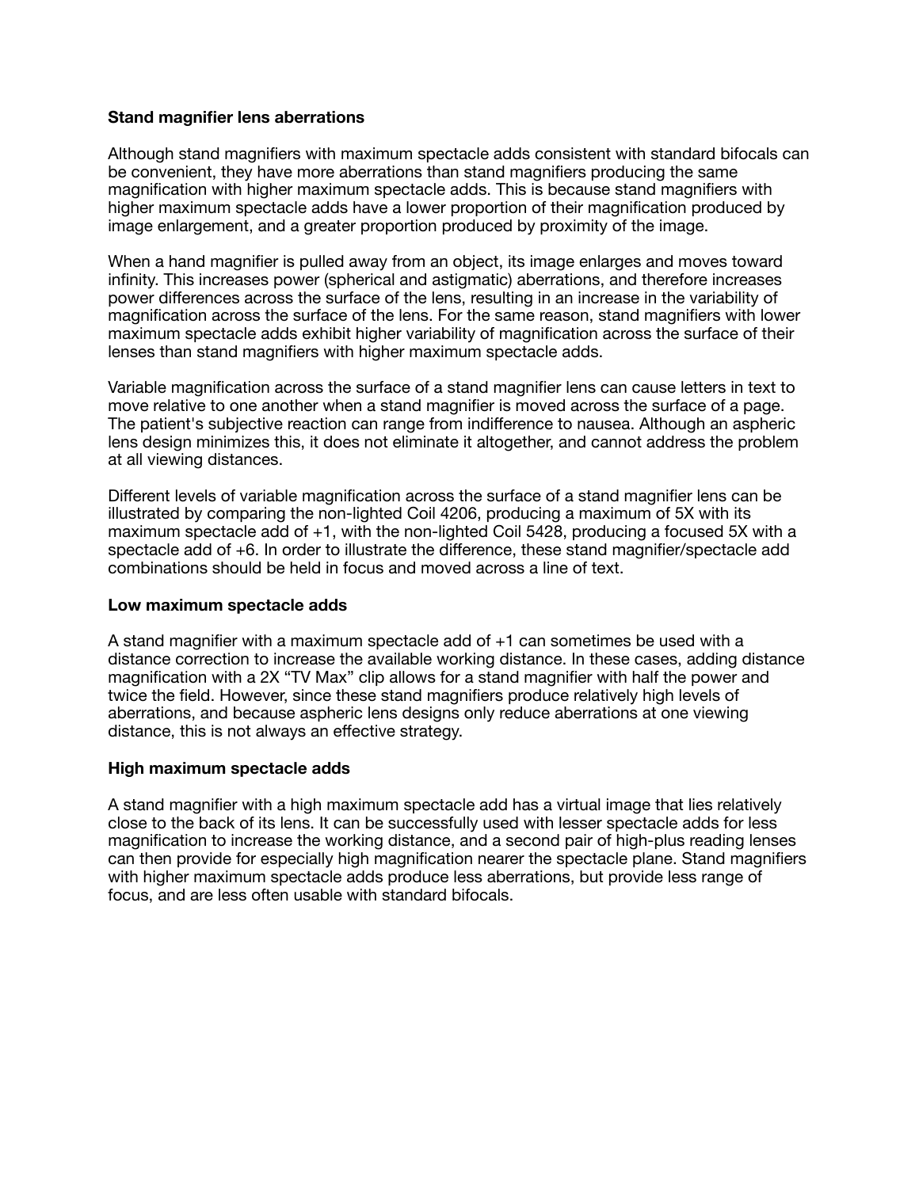**Stand magnifier lens aberrations**

Although stand magnifiers with maximum spectacle adds consistent with standard bifocals can be convenient, they have more aberrations than stand magnifiers producing the same magnification with higher maximum spectacle adds. This is because stand magnifiers with higher maximum spectacle adds have a lower proportion of their magnification produced by image enlargement, and a greater proportion produced by proximity of the image.

When a hand magnifier is pulled away from an object, its image enlarges and moves toward infinity. This increases power (spherical and astigmatic) aberrations, and therefore increases power differences across the surface of the lens, resulting in an increase in the variability of magnification across the surface of the lens. For the same reason, stand magnifiers with lower maximum spectacle adds exhibit higher variability of magnification across the surface of their lenses than stand magnifiers with higher maximum spectacle adds.

Variable magnification across the surface of a stand magnifier lens can cause letters in text to move relative to one another when a stand magnifier is moved across the surface of a page. The patient's subjective reaction can range from indifference to nausea. Although an aspheric lens design minimizes this, it does not eliminate it altogether, and cannot address the problem at all viewing distances.

Different levels of variable magnification across the surface of a stand magnifier lens can be illustrated by comparing the non-lighted Coil 4206, producing a maximum of 5X with its maximum spectacle add of +1, with the non-lighted Coil 5428, producing a focused 5X with a spectacle add of +6. In order to illustrate the difference, these stand magnifier/spectacle add combinations should be held in focus and moved across a line of text.

**Low maximum spectacle adds**

A stand magnifier with a maximum spectacle add of +1 can sometimes be used with a distance correction to increase the available working distance. In these cases, adding distance magnification with a 2X “TV Max” clip allows for a stand magnifier with half the power and twice the field. However, since these stand magnifiers produce relatively high levels of aberrations, and because aspheric lens designs only reduce aberrations at one viewing distance, this is not always an effective strategy.

**High maximum spectacle adds**

A stand magnifier with a high maximum spectacle add has a virtual image that lies relatively close to the back of its lens. It can be successfully used with lesser spectacle adds for less magnification to increase the working distance, and a second pair of high-plus reading lenses can then provide for especially high magnification nearer the spectacle plane. Stand magnifiers with higher maximum spectacle adds produce less aberrations, but provide less range of focus, and are less often usable with standard bifocals.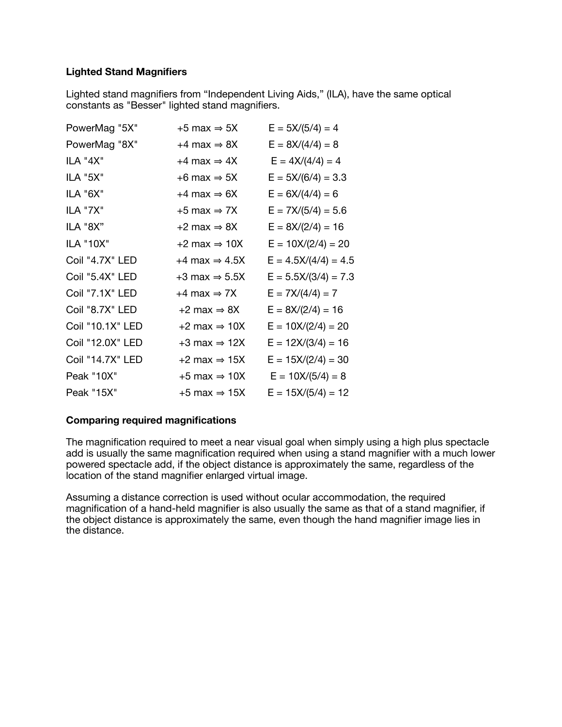**Lighted Stand Magnifiers**

Lighted stand magnifiers from “Independent Living Aids,” (ILA), have the same optical constants as "Besser" lighted stand magnifiers.

| | | |
|---|---|---|
| PowerMag "5X" | +5 max ⇒ 5X | E = 5X/(5/4) = 4 |
| PowerMag "8X" | +4 max ⇒ 8X | E = 8X/(4/4) = 8 |
| ILA "4X" | +4 max ⇒ 4X | E = 4X/(4/4) = 4 |
| ILA "5X" | +6 max ⇒ 5X | E = 5X/(6/4) = 3.3 |
| ILA "6X" | +4 max ⇒ 6X | E = 6X/(4/4) = 6 |
| ILA "7X" | +5 max ⇒ 7X | E = 7X/(5/4) = 5.6 |
| ILA "8X” | +2 max ⇒ 8X | E = 8X/(2/4) = 16 |
| ILA "10X" | +2 max ⇒ 10X | E = 10X/(2/4) = 20 |
| Coil "4.7X" LED | +4 max ⇒ 4.5X | E = 4.5X/(4/4) = 4.5 |
| Coil "5.4X" LED | +3 max ⇒ 5.5X | E = 5.5X/(3/4) = 7.3 |
| Coil "7.1X" LED | +4 max ⇒ 7X | E = 7X/(4/4) = 7 |
| Coil "8.7X" LED | +2 max ⇒ 8X | E = 8X/(2/4) = 16 |
| Coil "10.1X" LED | +2 max ⇒ 10X | E = 10X/(2/4) = 20 |
| Coil "12.0X" LED | +3 max ⇒ 12X | E = 12X/(3/4) = 16 |
| Coil "14.7X" LED | +2 max ⇒ 15X | E = 15X/(2/4) = 30 |
| Peak "10X" | +5 max ⇒ 10X | E = 10X/(5/4) = 8 |
| Peak "15X" | +5 max ⇒ 15X | E = 15X/(5/4) = 12 |

**Comparing required magnifications**

The magnification required to meet a near visual goal when simply using a high plus spectacle add is usually the same magnification required when using a stand magnifier with a much lower powered spectacle add, if the object distance is approximately the same, regardless of the location of the stand magnifier enlarged virtual image.

Assuming a distance correction is used without ocular accommodation, the required magnification of a hand-held magnifier is also usually the same as that of a stand magnifier, if the object distance is approximately the same, even though the hand magnifier image lies in the distance.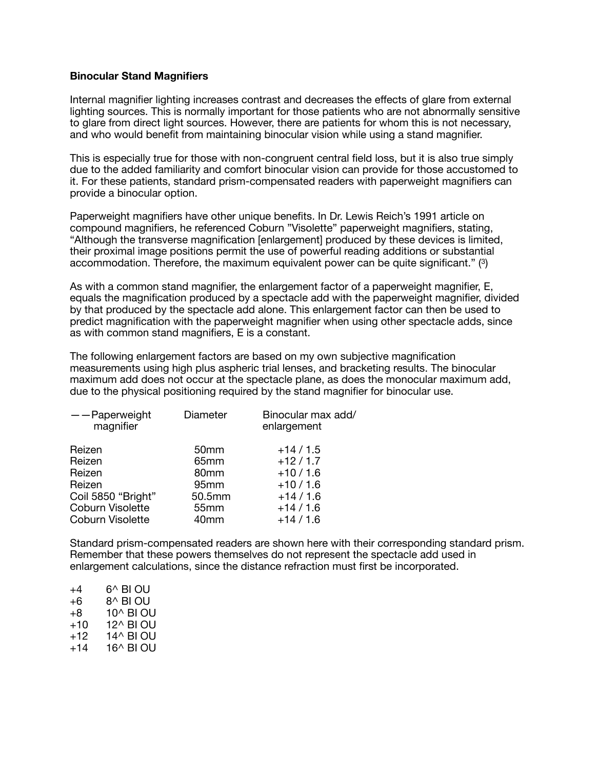**Binocular Stand Magnifiers**

Internal magnifier lighting increases contrast and decreases the effects of glare from external lighting sources. This is normally important for those patients who are not abnormally sensitive to glare from direct light sources. However, there are patients for whom this is not necessary, and who would benefit from maintaining binocular vision while using a stand magnifier.

This is especially true for those with non-congruent central field loss, but it is also true simply due to the added familiarity and comfort binocular vision can provide for those accustomed to it. For these patients, standard prism-compensated readers with paperweight magnifiers can provide a binocular option.

Paperweight magnifiers have other unique benefits. In Dr. Lewis Reich's 1991 article on compound magnifiers, he referenced Coburn "Visolette" paperweight magnifiers, stating, "Although the transverse magnification [enlargement] produced by these devices is limited, their proximal image positions permit the use of powerful reading additions or substantial accommodation. Therefore, the maximum equivalent power can be quite significant." (3)

As with a common stand magnifier, the enlargement factor of a paperweight magnifier, E, equals the magnification produced by a spectacle add with the paperweight magnifier, divided by that produced by the spectacle add alone. This enlargement factor can then be used to predict magnification with the paperweight magnifier when using other spectacle adds, since as with common stand magnifiers, E is a constant.

The following enlargement factors are based on my own subjective magnification measurements using high plus aspheric trial lenses, and bracketing results. The binocular maximum add does not occur at the spectacle plane, as does the monocular maximum add, due to the physical positioning required by the stand magnifier for binocular use.

| ——Paperweight magnifier | Diameter | Binocular max add/ enlargement |
|---|---|---|
| Reizen | 50mm | +14 / 1.5 |
| Reizen | 65mm | +12 / 1.7 |
| Reizen | 80mm | +10 / 1.6 |
| Reizen | 95mm | +10 / 1.6 |
| Coil 5850 "Bright" | 50.5mm | +14 / 1.6 |
| Coburn Visolette | 55mm | +14 / 1.6 |
| Coburn Visolette | 40mm | +14 / 1.6 |

Standard prism-compensated readers are shown here with their corresponding standard prism. Remember that these powers themselves do not represent the spectacle add used in enlargement calculations, since the distance refraction must first be incorporated.

| | |
|---|---|
| +4 | 6^ BI OU |
| +6 | 8^ BI OU |
| +8 | 10^ BI OU |
| +10 | 12^ BI OU |
| +12 | 14^ BI OU |
| +14 | 16^ BI OU |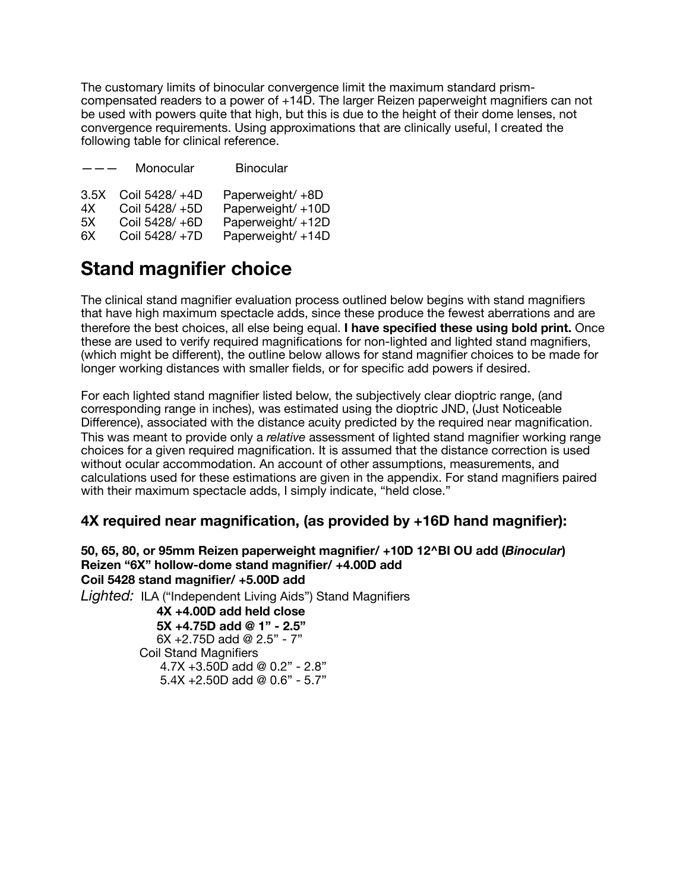The customary limits of binocular convergence limit the maximum standard prism-compensated readers to a power of +14D. The larger Reizen paperweight magnifiers can not be used with powers quite that high, but this is due to the height of their dome lenses, not convergence requirements. Using approximations that are clinically useful, I created the following table for clinical reference.

| ——— | Monocular | Binocular |
|---|---|---|
| 3.5X | Coil 5428/ +4D | Paperweight/ +8D |
| 4X | Coil 5428/ +5D | Paperweight/ +10D |
| 5X | Coil 5428/ +6D | Paperweight/ +12D |
| 6X | Coil 5428/ +7D | Paperweight/ +14D |

## Stand magnifier choice

The clinical stand magnifier evaluation process outlined below begins with stand magnifiers that have high maximum spectacle adds, since these produce the fewest aberrations and are therefore the best choices, all else being equal. **I have specified these using bold print.** Once these are used to verify required magnifications for non-lighted and lighted stand magnifiers, (which might be different), the outline below allows for stand magnifier choices to be made for longer working distances with smaller fields, or for specific add powers if desired.

For each lighted stand magnifier listed below, the subjectively clear dioptric range, (and corresponding range in inches), was estimated using the dioptric JND, (Just Noticeable Difference), associated with the distance acuity predicted by the required near magnification. This was meant to provide only a *relative* assessment of lighted stand magnifier working range choices for a given required magnification. It is assumed that the distance correction is used without ocular accommodation. An account of other assumptions, measurements, and calculations used for these estimations are given in the appendix. For stand magnifiers paired with their maximum spectacle adds, I simply indicate, "held close."

### 4X required near magnification, (as provided by +16D hand magnifier):

**50, 65, 80, or 95mm Reizen paperweight magnifier/ +10D 12^BI OU add (*Binocular*)**
**Reizen "6X" hollow-dome stand magnifier/ +4.00D add**
**Coil 5428 stand magnifier/ +5.00D add**

*Lighted:* ILA ("Independent Living Aids") Stand Magnifiers

- **4X +4.00D add held close**
- **5X +4.75D add @ 1" - 2.5"**
- 6X +2.75D add @ 2.5" - 7"

Coil Stand Magnifiers

- 4.7X +3.50D add @ 0.2" - 2.8"
- 5.4X +2.50D add @ 0.6" - 5.7"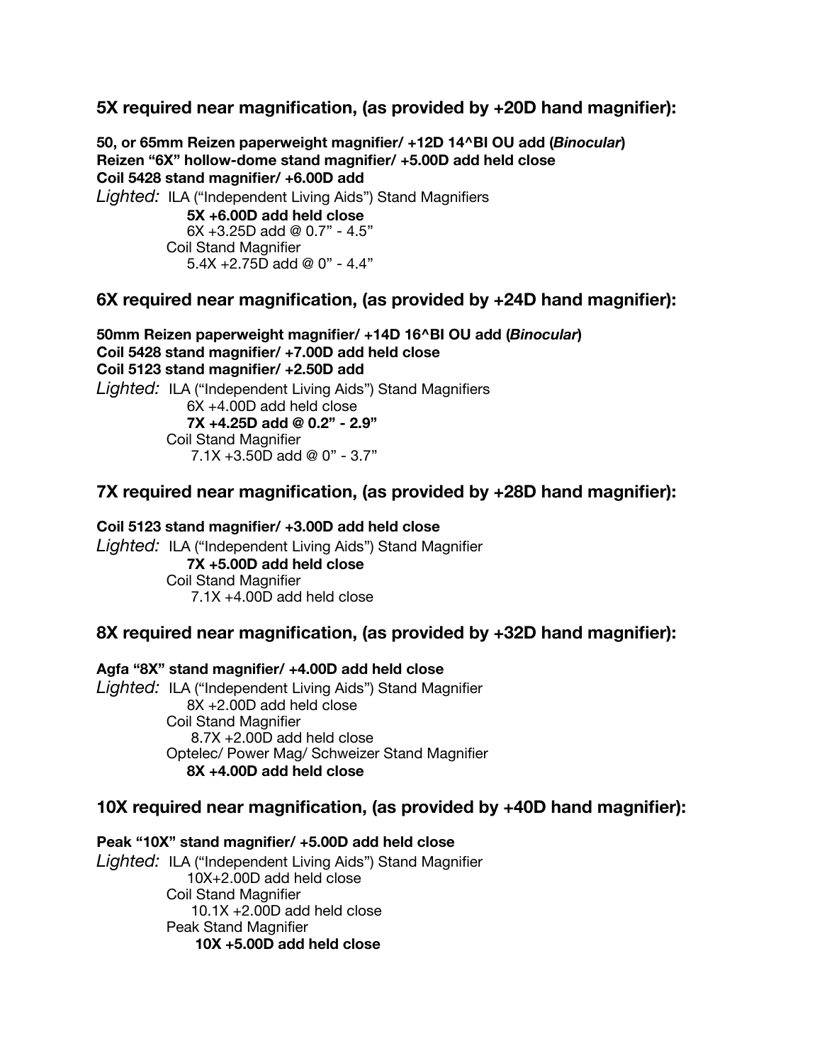### 5X required near magnification, (as provided by +20D hand magnifier):

**50, or 65mm Reizen paperweight magnifier/ +12D 14^BI OU add (*Binocular*)**
**Reizen "6X" hollow-dome stand magnifier/ +5.00D add held close**
**Coil 5428 stand magnifier/ +6.00D add**

*Lighted:* ILA ("Independent Living Aids") Stand Magnifiers
- **5X +6.00D add held close**
- 6X +3.25D add @ 0.7" - 4.5"

Coil Stand Magnifier
- 5.4X +2.75D add @ 0" - 4.4"

### 6X required near magnification, (as provided by +24D hand magnifier):

**50mm Reizen paperweight magnifier/ +14D 16^BI OU add (*Binocular*)**
**Coil 5428 stand magnifier/ +7.00D add held close**
**Coil 5123 stand magnifier/ +2.50D add**

*Lighted:* ILA ("Independent Living Aids") Stand Magnifiers
- 6X +4.00D add held close
- **7X +4.25D add @ 0.2" - 2.9"**

Coil Stand Magnifier
- 7.1X +3.50D add @ 0" - 3.7"

### 7X required near magnification, (as provided by +28D hand magnifier):

**Coil 5123 stand magnifier/ +3.00D add held close**

*Lighted:* ILA ("Independent Living Aids") Stand Magnifier
- **7X +5.00D add held close**

Coil Stand Magnifier
- 7.1X +4.00D add held close

### 8X required near magnification, (as provided by +32D hand magnifier):

**Agfa "8X" stand magnifier/ +4.00D add held close**

*Lighted:* ILA ("Independent Living Aids") Stand Magnifier
- 8X +2.00D add held close

Coil Stand Magnifier
- 8.7X +2.00D add held close

Optelec/ Power Mag/ Schweizer Stand Magnifier
- **8X +4.00D add held close**

### 10X required near magnification, (as provided by +40D hand magnifier):

**Peak "10X" stand magnifier/ +5.00D add held close**

*Lighted:* ILA ("Independent Living Aids") Stand Magnifier
- 10X+2.00D add held close

Coil Stand Magnifier
- 10.1X +2.00D add held close

Peak Stand Magnifier
- **10X +5.00D add held close**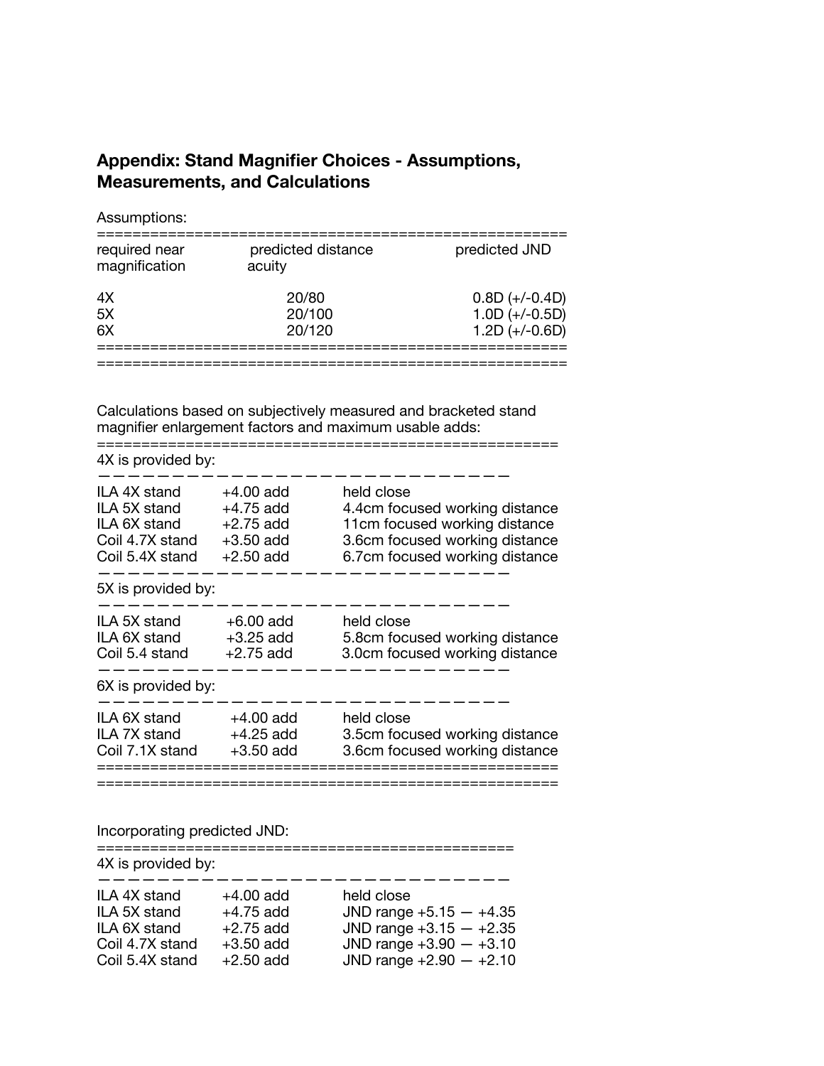## Appendix: Stand Magnifier Choices - Assumptions, Measurements, and Calculations

Assumptions:

| required near magnification | predicted distance acuity | predicted JND |
|---|---|---|
| 4X | 20/80 | 0.8D (+/-0.4D) |
| 5X | 20/100 | 1.0D (+/-0.5D) |
| 6X | 20/120 | 1.2D (+/-0.6D) |

Calculations based on subjectively measured and bracketed stand magnifier enlargement factors and maximum usable adds:

4X is provided by:

| | | |
|---|---|---|
| ILA 4X stand | +4.00 add | held close |
| ILA 5X stand | +4.75 add | 4.4cm focused working distance |
| ILA 6X stand | +2.75 add | 11cm focused working distance |
| Coil 4.7X stand | +3.50 add | 3.6cm focused working distance |
| Coil 5.4X stand | +2.50 add | 6.7cm focused working distance |

5X is provided by:

| | | |
|---|---|---|
| ILA 5X stand | +6.00 add | held close |
| ILA 6X stand | +3.25 add | 5.8cm focused working distance |
| Coil 5.4 stand | +2.75 add | 3.0cm focused working distance |

6X is provided by:

| | | |
|---|---|---|
| ILA 6X stand | +4.00 add | held close |
| ILA 7X stand | +4.25 add | 3.5cm focused working distance |
| Coil 7.1X stand | +3.50 add | 3.6cm focused working distance |

Incorporating predicted JND:

4X is provided by:

| | | |
|---|---|---|
| ILA 4X stand | +4.00 add | held close |
| ILA 5X stand | +4.75 add | JND range +5.15 — +4.35 |
| ILA 6X stand | +2.75 add | JND range +3.15 — +2.35 |
| Coil 4.7X stand | +3.50 add | JND range +3.90 — +3.10 |
| Coil 5.4X stand | +2.50 add | JND range +2.90 — +2.10 |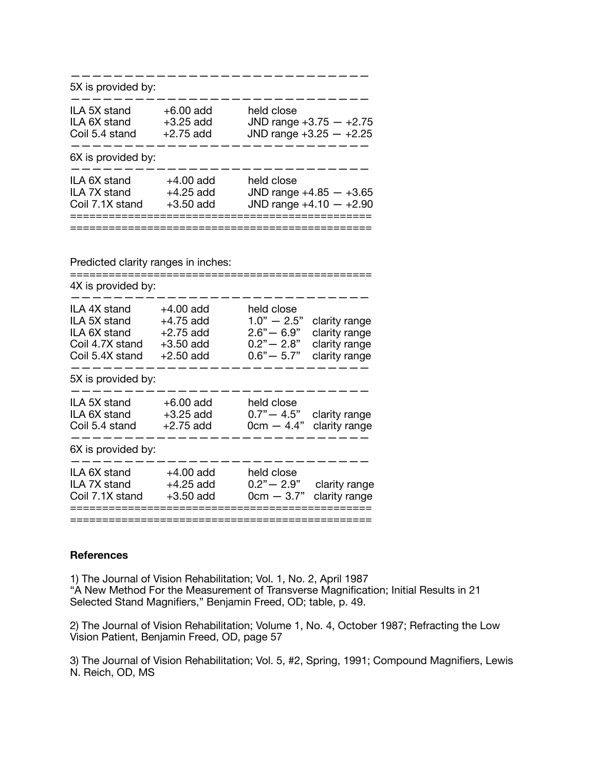| 5X is provided by: | | |
|---|---|---|
| ILA 5X stand | +6.00 add | held close |
| ILA 6X stand | +3.25 add | JND range +3.75 — +2.75 |
| Coil 5.4 stand | +2.75 add | JND range +3.25 — +2.25 |

| 6X is provided by: | | |
|---|---|---|
| ILA 6X stand | +4.00 add | held close |
| ILA 7X stand | +4.25 add | JND range +4.85 — +3.65 |
| Coil 7.1X stand | +3.50 add | JND range +4.10 — +2.90 |

Predicted clarity ranges in inches:

| 4X is provided by: | | | |
|---|---|---|---|
| ILA 4X stand | +4.00 add | held close | |
| ILA 5X stand | +4.75 add | 1.0" — 2.5" | clarity range |
| ILA 6X stand | +2.75 add | 2.6"— 6.9" | clarity range |
| Coil 4.7X stand | +3.50 add | 0.2"— 2.8" | clarity range |
| Coil 5.4X stand | +2.50 add | 0.6"— 5.7" | clarity range |

| 5X is provided by: | | | |
|---|---|---|---|
| ILA 5X stand | +6.00 add | held close | |
| ILA 6X stand | +3.25 add | 0.7"— 4.5" | clarity range |
| Coil 5.4 stand | +2.75 add | 0cm — 4.4" | clarity range |

| 6X is provided by: | | | |
|---|---|---|---|
| ILA 6X stand | +4.00 add | held close | |
| ILA 7X stand | +4.25 add | 0.2"— 2.9" | clarity range |
| Coil 7.1X stand | +3.50 add | 0cm — 3.7" | clarity range |

**References**

1) The Journal of Vision Rehabilitation; Vol. 1, No. 2, April 1987
"A New Method For the Measurement of Transverse Magnification; Initial Results in 21 Selected Stand Magnifiers," Benjamin Freed, OD; table, p. 49.

2) The Journal of Vision Rehabilitation; Volume 1, No. 4, October 1987; Refracting the Low Vision Patient, Benjamin Freed, OD, page 57

3) The Journal of Vision Rehabilitation; Vol. 5, #2, Spring, 1991; Compound Magnifiers, Lewis N. Reich, OD, MS